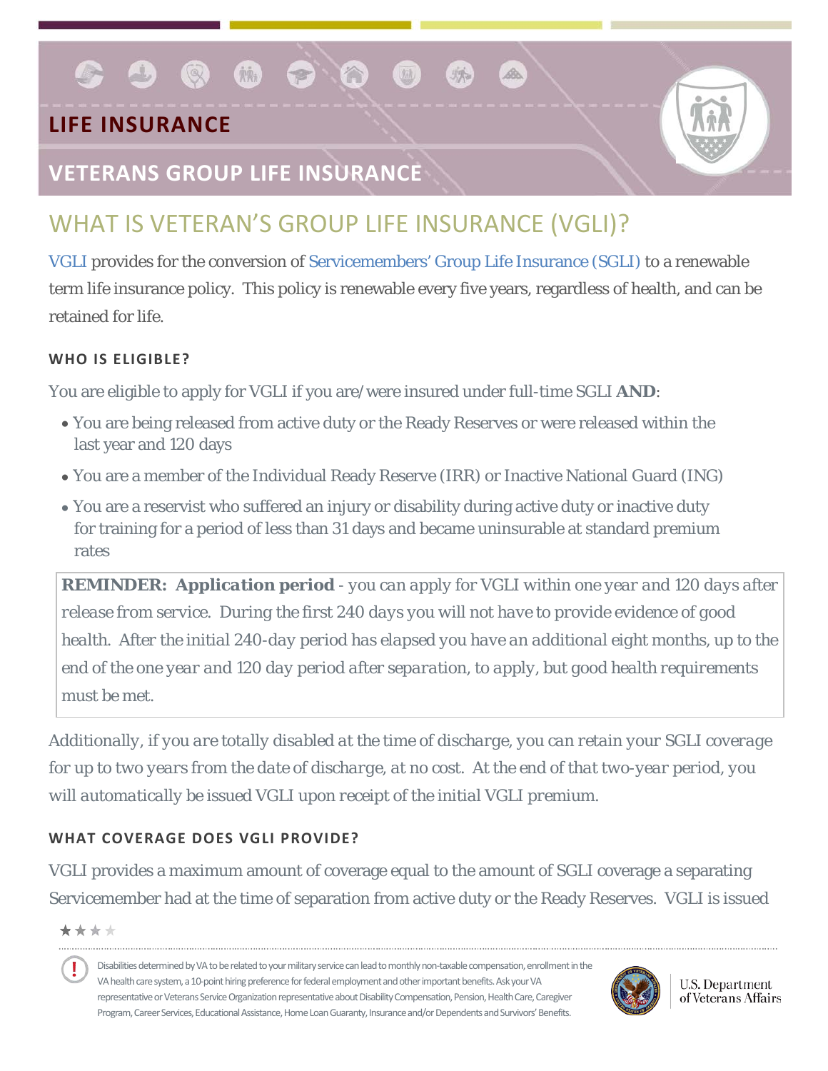# LIFE INSURANCE

## VETERANS GROUP LIFE INSURANCE

## WHAT IS VETERAN'S GROUP LIFE INSURANCE (VGLI)?

VGLI provides for the conversion of Servicemembers' Group Life Insurance (SGLI) to a renewable term life insurance policy. This policy is renewable every five years, regardless of health, and can be retained for life.

### WHO IS ELIGIBLE?

You are eligible to apply for VGLI if you are/were insured under full-time SGLI **AND**:

- You are being released from active duty or the Ready Reserves or were released within the last year and 120 days
- You are a member of the Individual Ready Reserve (IRR) or Inactive National Guard (ING)
- You are a reservist who suffered an injury or disability during active duty or inactive duty for training for a period of less than 31 days and became uninsurable at standard premium rates

> ***REMINDER: Application period*** *- you can apply for VGLI within one year and 120 days after release from service. During the first 240 days you will not have to provide evidence of good health. After the initial 240-day period has elapsed you have an additional eight months, up to the end of the one year and 120 day period after separation, to apply, but good health requirements must be met.*

*Additionally, if you are totally disabled at the time of discharge, you can retain your SGLI coverage for up to two years from the date of discharge, at no cost. At the end of that two-year period, you will automatically be issued VGLI upon receipt of the initial VGLI premium.*

### WHAT COVERAGE DOES VGLI PROVIDE?

VGLI provides a maximum amount of coverage equal to the amount of SGLI coverage a separating Servicemember had at the time of separation from active duty or the Ready Reserves. VGLI is issued

Disabilities determined by VA to be related to your military service can lead to monthly non-taxable compensation, enrollment in the VA health care system, a 10-point hiring preference for federal employment and other important benefits. Ask your VA representative or Veterans Service Organization representative about Disability Compensation, Pension, Health Care, Caregiver Program, Career Services, Educational Assistance, Home Loan Guaranty, Insurance and/or Dependents and Survivors' Benefits.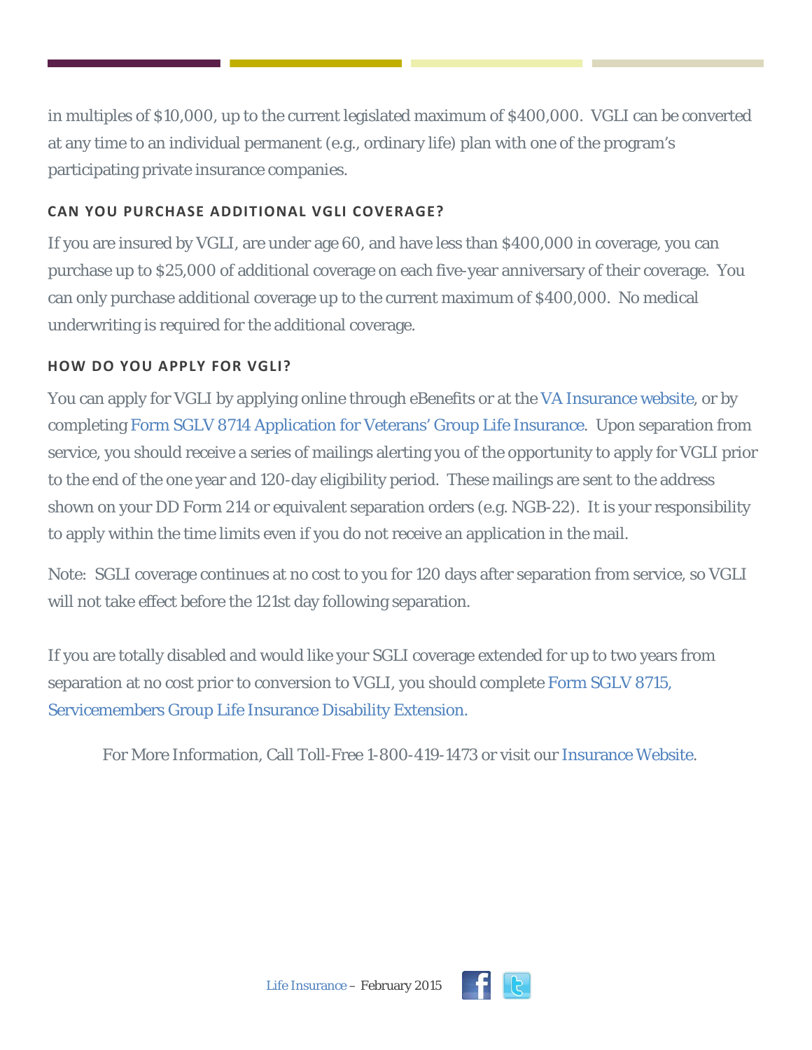in multiples of $10,000, up to the current legislated maximum of $400,000. VGLI can be converted at any time to an individual permanent (e.g., ordinary life) plan with one of the program's participating private insurance companies.

### CAN YOU PURCHASE ADDITIONAL VGLI COVERAGE?

If you are insured by VGLI, are under age 60, and have less than $400,000 in coverage, you can purchase up to $25,000 of additional coverage on each five-year anniversary of their coverage. You can only purchase additional coverage up to the current maximum of $400,000. No medical underwriting is required for the additional coverage.

### HOW DO YOU APPLY FOR VGLI?

You can apply for VGLI by applying online through eBenefits or at the VA Insurance website, or by completing Form SGLV 8714 Application for Veterans' Group Life Insurance. Upon separation from service, you should receive a series of mailings alerting you of the opportunity to apply for VGLI prior to the end of the one year and 120-day eligibility period. These mailings are sent to the address shown on your DD Form 214 or equivalent separation orders (e.g. NGB-22). It is your responsibility to apply within the time limits even if you do not receive an application in the mail.

Note: SGLI coverage continues at no cost to you for 120 days after separation from service, so VGLI will not take effect before the 121st day following separation.

If you are totally disabled and would like your SGLI coverage extended for up to two years from separation at no cost prior to conversion to VGLI, you should complete Form SGLV 8715, Servicemembers Group Life Insurance Disability Extension.

For More Information, Call Toll-Free 1-800-419-1473 or visit our Insurance Website.